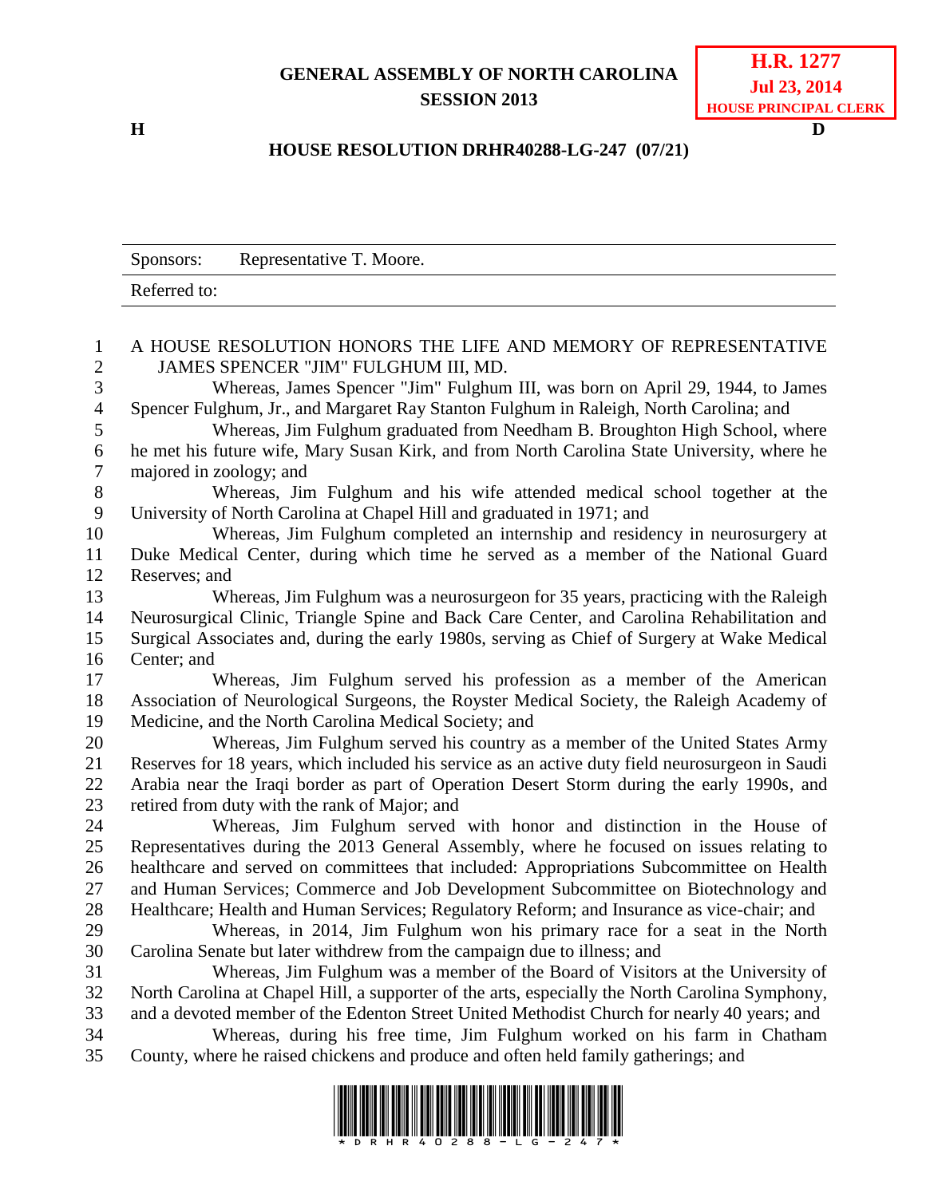# GENERAL ASSEMBLY OF NORTH CAROLINA
## SESSION 2013

**H.R. 1277**
**Jul 23, 2014**
**HOUSE PRINCIPAL CLERK**

**H** **D**

## HOUSE RESOLUTION DRHR40288-LG-247 (07/21)

| Sponsors: | Representative T. Moore. |
|---|---|
| Referred to: | |

A HOUSE RESOLUTION HONORS THE LIFE AND MEMORY OF REPRESENTATIVE JAMES SPENCER "JIM" FULGHUM III, MD.

Whereas, James Spencer "Jim" Fulghum III, was born on April 29, 1944, to James Spencer Fulghum, Jr., and Margaret Ray Stanton Fulghum in Raleigh, North Carolina; and

Whereas, Jim Fulghum graduated from Needham B. Broughton High School, where he met his future wife, Mary Susan Kirk, and from North Carolina State University, where he majored in zoology; and

Whereas, Jim Fulghum and his wife attended medical school together at the University of North Carolina at Chapel Hill and graduated in 1971; and

Whereas, Jim Fulghum completed an internship and residency in neurosurgery at Duke Medical Center, during which time he served as a member of the National Guard Reserves; and

Whereas, Jim Fulghum was a neurosurgeon for 35 years, practicing with the Raleigh Neurosurgical Clinic, Triangle Spine and Back Care Center, and Carolina Rehabilitation and Surgical Associates and, during the early 1980s, serving as Chief of Surgery at Wake Medical Center; and

Whereas, Jim Fulghum served his profession as a member of the American Association of Neurological Surgeons, the Royster Medical Society, the Raleigh Academy of Medicine, and the North Carolina Medical Society; and

Whereas, Jim Fulghum served his country as a member of the United States Army Reserves for 18 years, which included his service as an active duty field neurosurgeon in Saudi Arabia near the Iraqi border as part of Operation Desert Storm during the early 1990s, and retired from duty with the rank of Major; and

Whereas, Jim Fulghum served with honor and distinction in the House of Representatives during the 2013 General Assembly, where he focused on issues relating to healthcare and served on committees that included: Appropriations Subcommittee on Health and Human Services; Commerce and Job Development Subcommittee on Biotechnology and Healthcare; Health and Human Services; Regulatory Reform; and Insurance as vice-chair; and

Whereas, in 2014, Jim Fulghum won his primary race for a seat in the North Carolina Senate but later withdrew from the campaign due to illness; and

Whereas, Jim Fulghum was a member of the Board of Visitors at the University of North Carolina at Chapel Hill, a supporter of the arts, especially the North Carolina Symphony, and a devoted member of the Edenton Street United Methodist Church for nearly 40 years; and

Whereas, during his free time, Jim Fulghum worked on his farm in Chatham County, where he raised chickens and produce and often held family gatherings; and

\* D R H R 4 0 2 8 8 - L G - 2 4 7 \*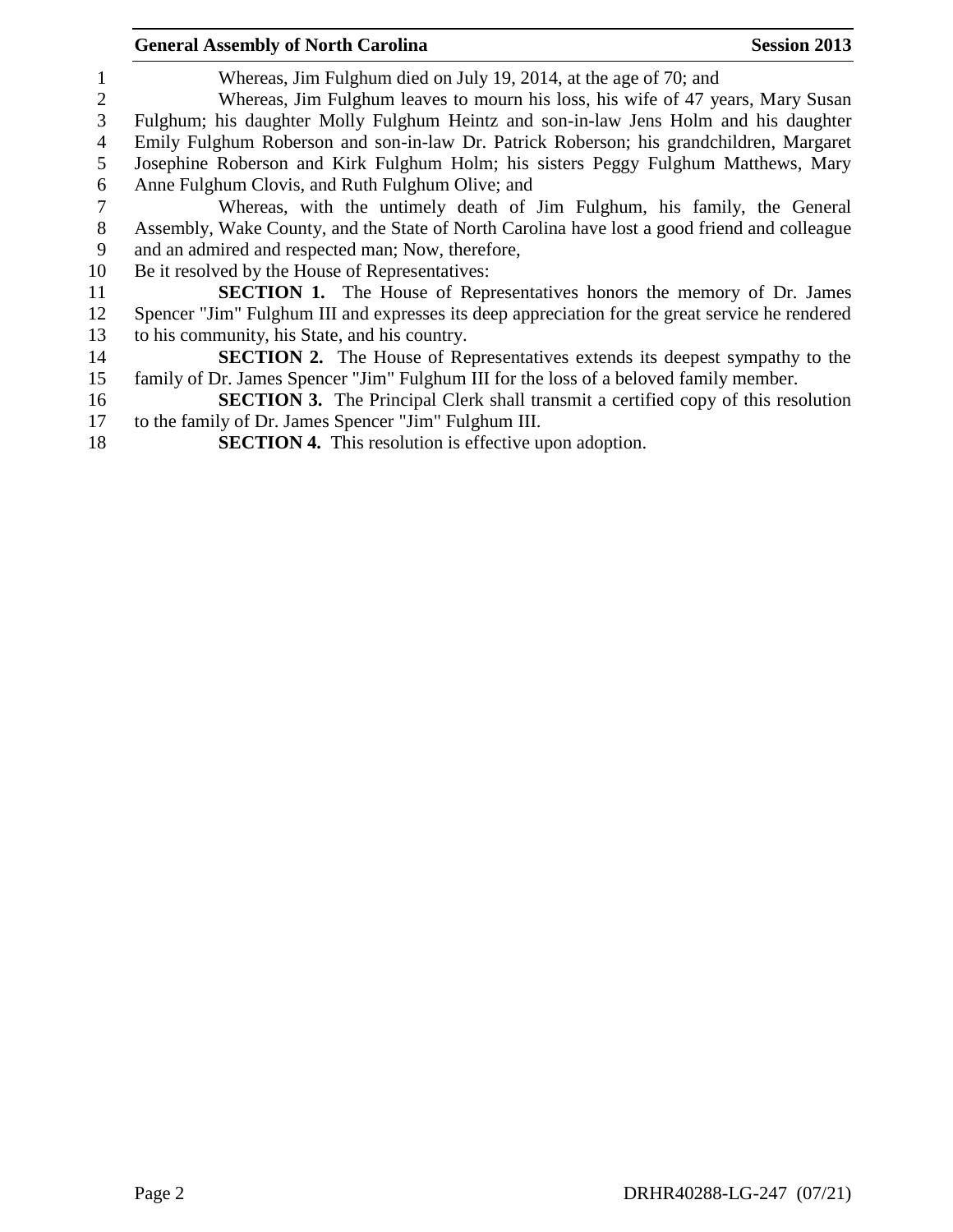Whereas, Jim Fulghum died on July 19, 2014, at the age of 70; and

Whereas, Jim Fulghum leaves to mourn his loss, his wife of 47 years, Mary Susan Fulghum; his daughter Molly Fulghum Heintz and son-in-law Jens Holm and his daughter Emily Fulghum Roberson and son-in-law Dr. Patrick Roberson; his grandchildren, Margaret Josephine Roberson and Kirk Fulghum Holm; his sisters Peggy Fulghum Matthews, Mary Anne Fulghum Clovis, and Ruth Fulghum Olive; and

Whereas, with the untimely death of Jim Fulghum, his family, the General Assembly, Wake County, and the State of North Carolina have lost a good friend and colleague and an admired and respected man; Now, therefore,

Be it resolved by the House of Representatives:

**SECTION 1.** The House of Representatives honors the memory of Dr. James Spencer "Jim" Fulghum III and expresses its deep appreciation for the great service he rendered to his community, his State, and his country.

**SECTION 2.** The House of Representatives extends its deepest sympathy to the family of Dr. James Spencer "Jim" Fulghum III for the loss of a beloved family member.

**SECTION 3.** The Principal Clerk shall transmit a certified copy of this resolution to the family of Dr. James Spencer "Jim" Fulghum III.

**SECTION 4.** This resolution is effective upon adoption.